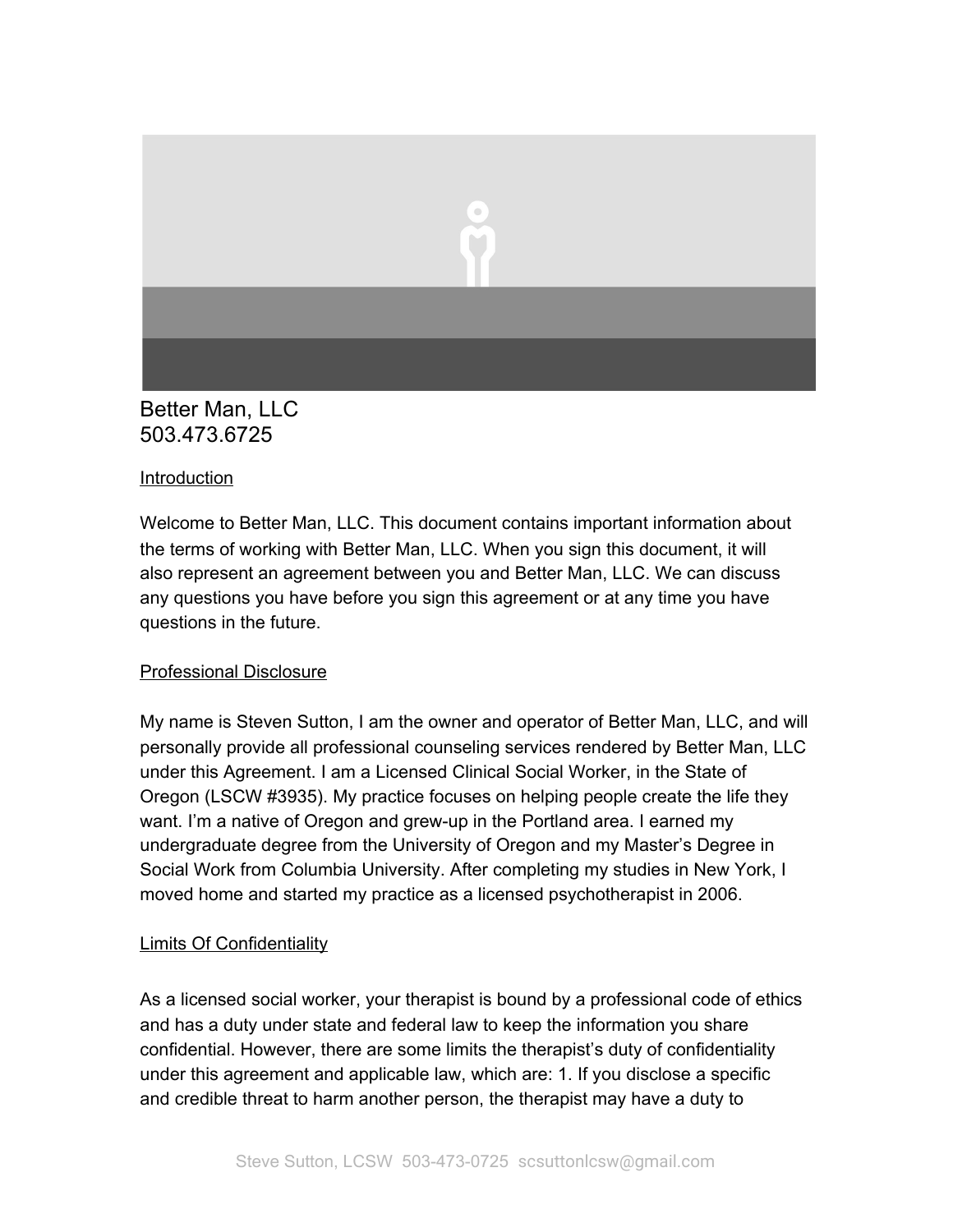Better Man, LLC
503.473.6725

## Introduction

Welcome to Better Man, LLC. This document contains important information about the terms of working with Better Man, LLC. When you sign this document, it will also represent an agreement between you and Better Man, LLC. We can discuss any questions you have before you sign this agreement or at any time you have questions in the future.

## Professional Disclosure

My name is Steven Sutton, I am the owner and operator of Better Man, LLC, and will personally provide all professional counseling services rendered by Better Man, LLC under this Agreement. I am a Licensed Clinical Social Worker, in the State of Oregon (LSCW #3935). My practice focuses on helping people create the life they want. I'm a native of Oregon and grew-up in the Portland area. I earned my undergraduate degree from the University of Oregon and my Master's Degree in Social Work from Columbia University. After completing my studies in New York, I moved home and started my practice as a licensed psychotherapist in 2006.

## Limits Of Confidentiality

As a licensed social worker, your therapist is bound by a professional code of ethics and has a duty under state and federal law to keep the information you share confidential. However, there are some limits the therapist's duty of confidentiality under this agreement and applicable law, which are: 1. If you disclose a specific and credible threat to harm another person, the therapist may have a duty to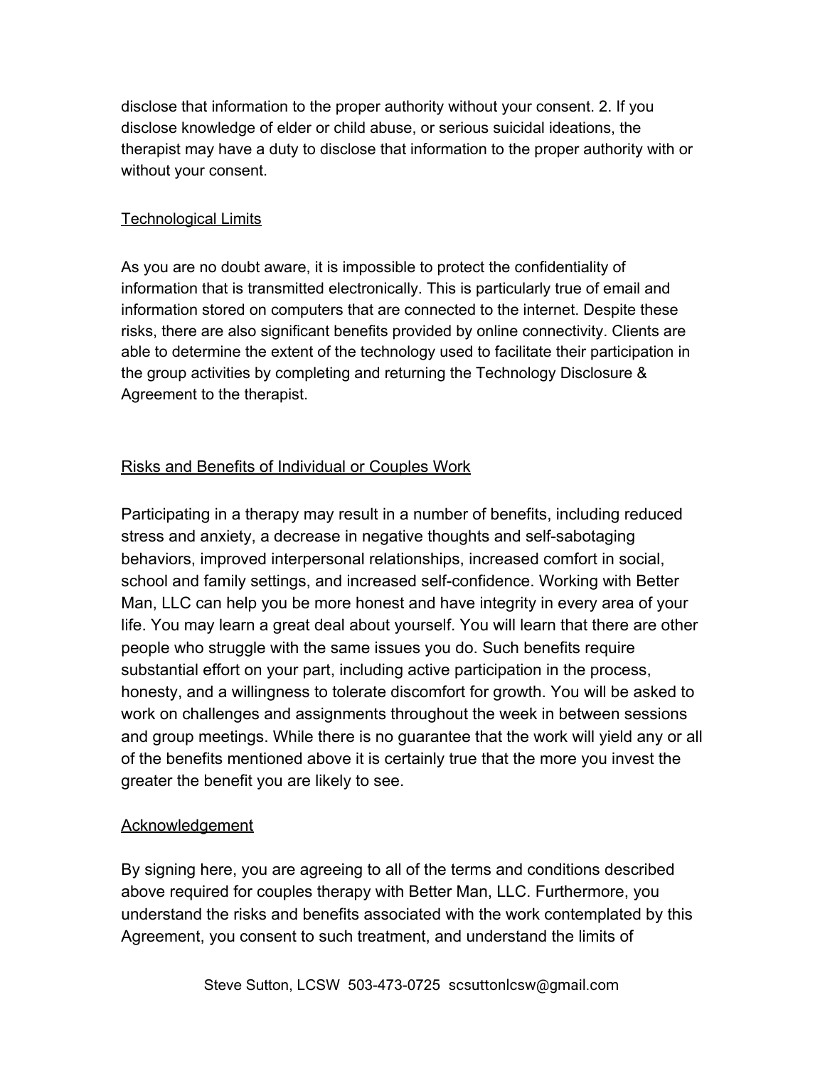disclose that information to the proper authority without your consent. 2. If you disclose knowledge of elder or child abuse, or serious suicidal ideations, the therapist may have a duty to disclose that information to the proper authority with or without your consent.

### Technological Limits

As you are no doubt aware, it is impossible to protect the confidentiality of information that is transmitted electronically. This is particularly true of email and information stored on computers that are connected to the internet. Despite these risks, there are also significant benefits provided by online connectivity. Clients are able to determine the extent of the technology used to facilitate their participation in the group activities by completing and returning the Technology Disclosure & Agreement to the therapist.

### Risks and Benefits of Individual or Couples Work

Participating in a therapy may result in a number of benefits, including reduced stress and anxiety, a decrease in negative thoughts and self-sabotaging behaviors, improved interpersonal relationships, increased comfort in social, school and family settings, and increased self-confidence. Working with Better Man, LLC can help you be more honest and have integrity in every area of your life. You may learn a great deal about yourself. You will learn that there are other people who struggle with the same issues you do. Such benefits require substantial effort on your part, including active participation in the process, honesty, and a willingness to tolerate discomfort for growth. You will be asked to work on challenges and assignments throughout the week in between sessions and group meetings. While there is no guarantee that the work will yield any or all of the benefits mentioned above it is certainly true that the more you invest the greater the benefit you are likely to see.

### Acknowledgement

By signing here, you are agreeing to all of the terms and conditions described above required for couples therapy with Better Man, LLC. Furthermore, you understand the risks and benefits associated with the work contemplated by this Agreement, you consent to such treatment, and understand the limits of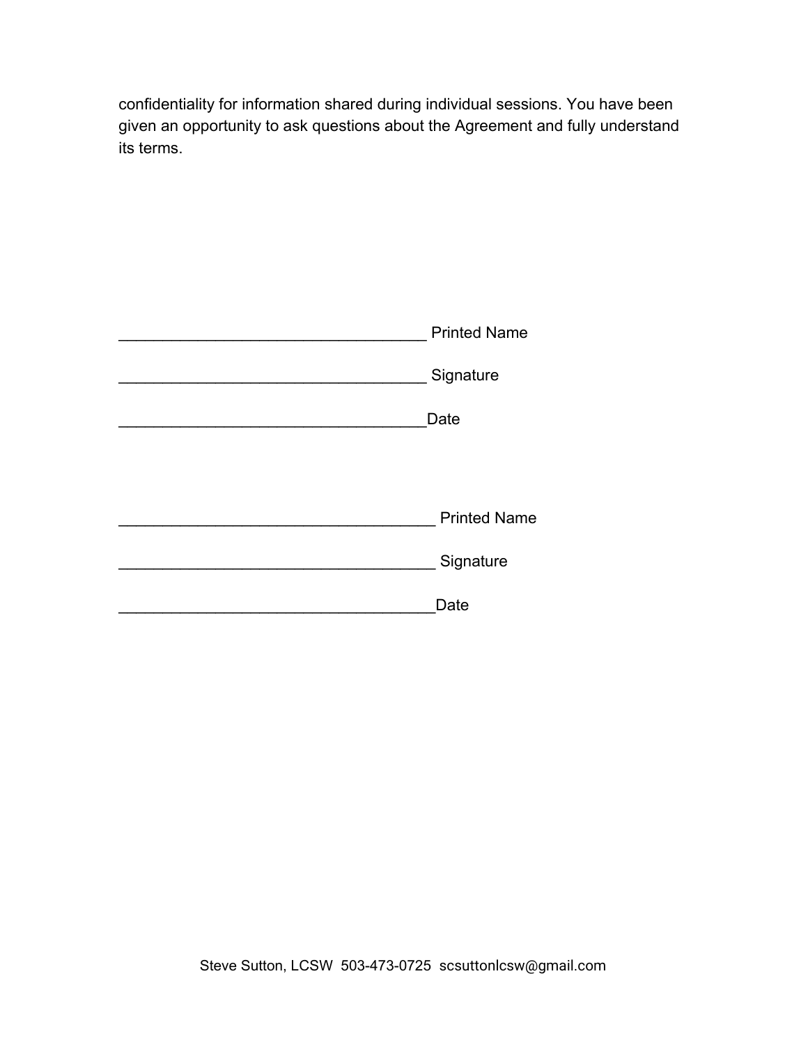confidentiality for information shared during individual sessions. You have been given an opportunity to ask questions about the Agreement and fully understand its terms.

____________________________________ Printed Name

____________________________________ Signature

____________________________________Date

_____________________________________ Printed Name

_____________________________________ Signature

_____________________________________Date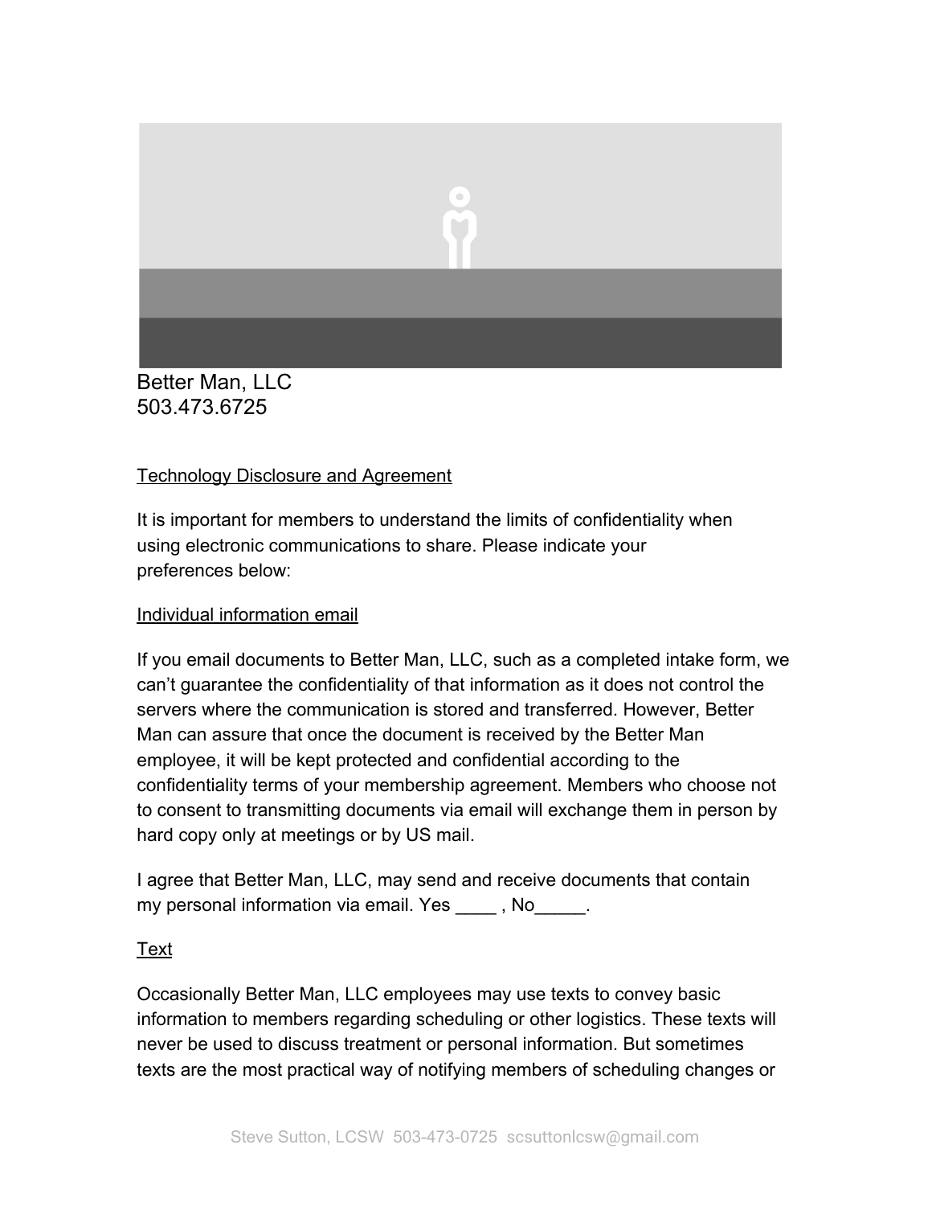Better Man, LLC
503.473.6725

Technology Disclosure and Agreement

It is important for members to understand the limits of confidentiality when using electronic communications to share. Please indicate your preferences below:

Individual information email

If you email documents to Better Man, LLC, such as a completed intake form, we can't guarantee the confidentiality of that information as it does not control the servers where the communication is stored and transferred. However, Better Man can assure that once the document is received by the Better Man employee, it will be kept protected and confidential according to the confidentiality terms of your membership agreement. Members who choose not to consent to transmitting documents via email will exchange them in person by hard copy only at meetings or by US mail.

I agree that Better Man, LLC, may send and receive documents that contain my personal information via email. Yes ____ , No_____.

Text

Occasionally Better Man, LLC employees may use texts to convey basic information to members regarding scheduling or other logistics. These texts will never be used to discuss treatment or personal information. But sometimes texts are the most practical way of notifying members of scheduling changes or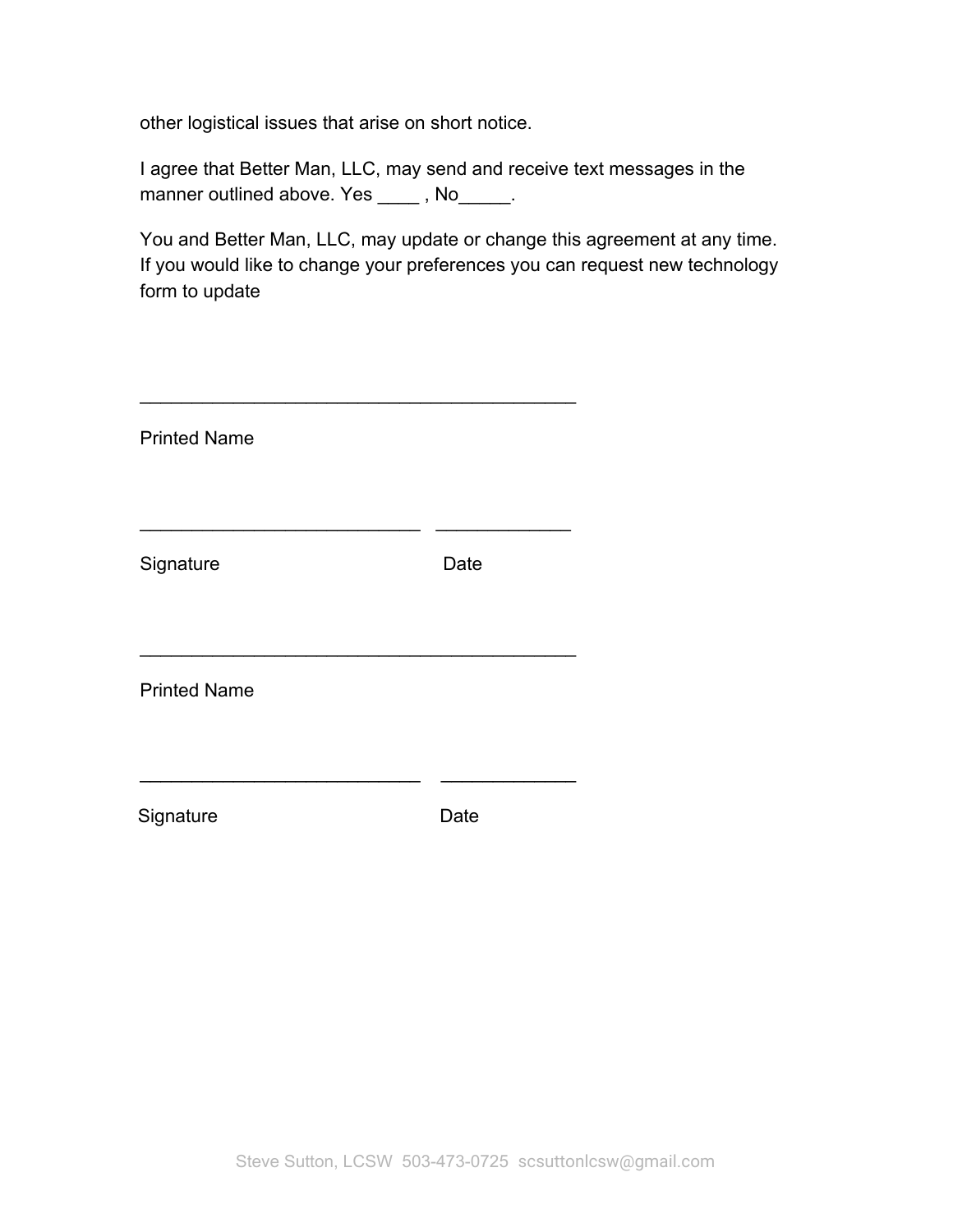other logistical issues that arise on short notice.

I agree that Better Man, LLC, may send and receive text messages in the manner outlined above. Yes ____ , No_____.

You and Better Man, LLC, may update or change this agreement at any time. If you would like to change your preferences you can request new technology form to update

_____________________________________________

Printed Name

_____________________________ _____________

Signature Date

_____________________________________________

Printed Name

_____________________________ _____________

Signature Date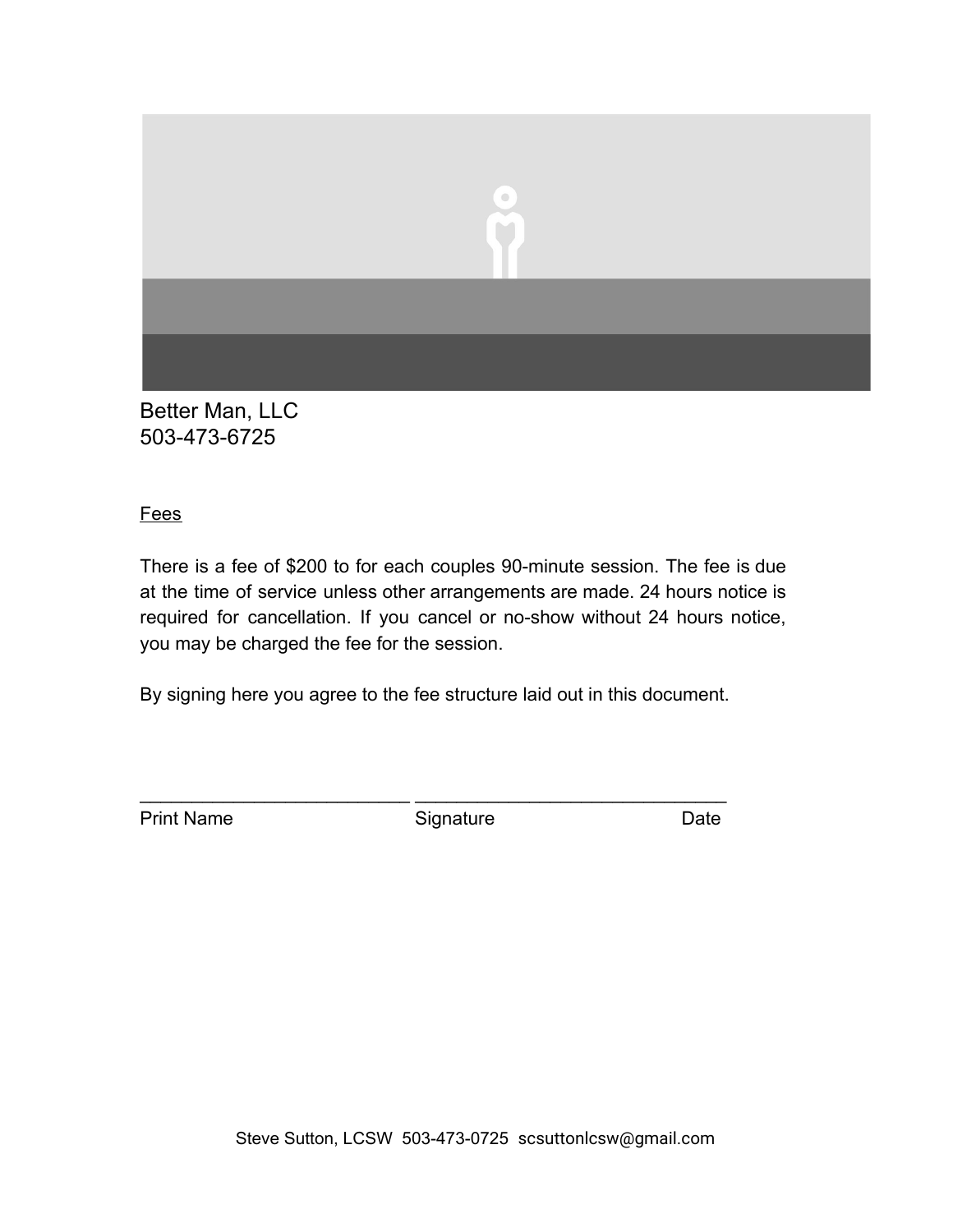Better Man, LLC
503-473-6725

Fees

There is a fee of $200 to for each couples 90-minute session. The fee is due at the time of service unless other arrangements are made. 24 hours notice is required for cancellation. If you cancel or no-show without 24 hours notice, you may be charged the fee for the session.

By signing here you agree to the fee structure laid out in this document.

_________________________ _____________________________

Print Name Signature Date

Steve Sutton, LCSW 503-473-0725 scsuttonlcsw@gmail.com